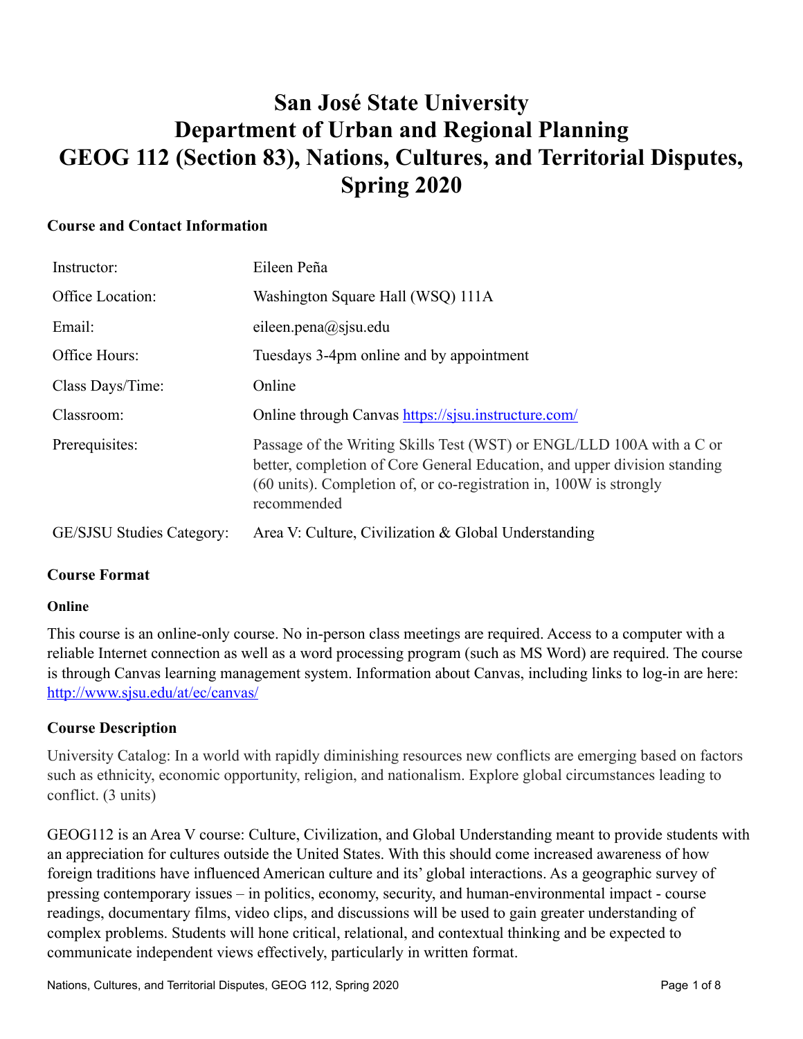# San José State University
# Department of Urban and Regional Planning
# GEOG 112 (Section 83), Nations, Cultures, and Territorial Disputes, Spring 2020

## Course and Contact Information

| | |
|---|---|
| Instructor: | Eileen Peña |
| Office Location: | Washington Square Hall (WSQ) 111A |
| Email: | eileen.pena@sjsu.edu |
| Office Hours: | Tuesdays 3-4pm online and by appointment |
| Class Days/Time: | Online |
| Classroom: | Online through Canvas [https://sjsu.instructure.com/](https://sjsu.instructure.com/) |
| Prerequisites: | Passage of the Writing Skills Test (WST) or ENGL/LLD 100A with a C or better, completion of Core General Education, and upper division standing (60 units). Completion of, or co-registration in, 100W is strongly recommended |
| GE/SJSU Studies Category: | Area V: Culture, Civilization & Global Understanding |

## Course Format

### Online

This course is an online-only course. No in-person class meetings are required. Access to a computer with a reliable Internet connection as well as a word processing program (such as MS Word) are required. The course is through Canvas learning management system. Information about Canvas, including links to log-in are here: [http://www.sjsu.edu/at/ec/canvas/](http://www.sjsu.edu/at/ec/canvas/)

## Course Description

University Catalog: In a world with rapidly diminishing resources new conflicts are emerging based on factors such as ethnicity, economic opportunity, religion, and nationalism. Explore global circumstances leading to conflict. (3 units)

GEOG112 is an Area V course: Culture, Civilization, and Global Understanding meant to provide students with an appreciation for cultures outside the United States. With this should come increased awareness of how foreign traditions have influenced American culture and its' global interactions. As a geographic survey of pressing contemporary issues – in politics, economy, security, and human-environmental impact - course readings, documentary films, video clips, and discussions will be used to gain greater understanding of complex problems. Students will hone critical, relational, and contextual thinking and be expected to communicate independent views effectively, particularly in written format.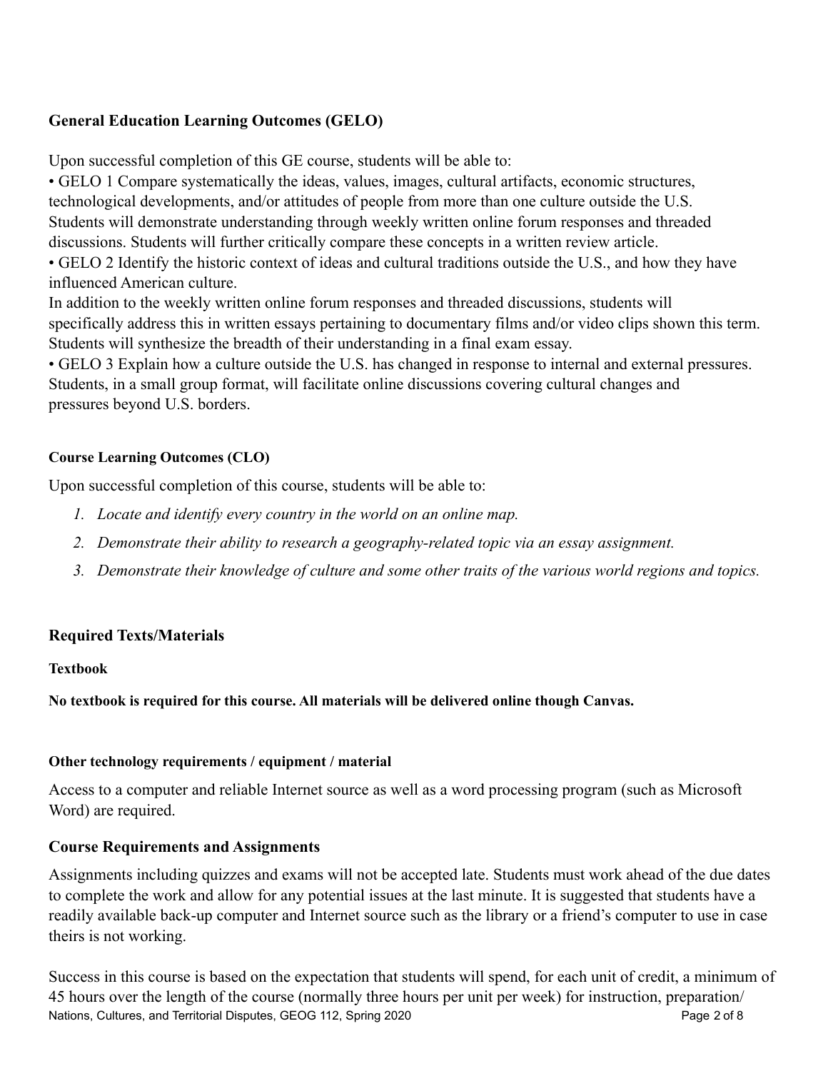### General Education Learning Outcomes (GELO)

Upon successful completion of this GE course, students will be able to:

• GELO 1 Compare systematically the ideas, values, images, cultural artifacts, economic structures, technological developments, and/or attitudes of people from more than one culture outside the U.S. Students will demonstrate understanding through weekly written online forum responses and threaded discussions. Students will further critically compare these concepts in a written review article.

• GELO 2 Identify the historic context of ideas and cultural traditions outside the U.S., and how they have influenced American culture.
In addition to the weekly written online forum responses and threaded discussions, students will specifically address this in written essays pertaining to documentary films and/or video clips shown this term. Students will synthesize the breadth of their understanding in a final exam essay.

• GELO 3 Explain how a culture outside the U.S. has changed in response to internal and external pressures. Students, in a small group format, will facilitate online discussions covering cultural changes and pressures beyond U.S. borders.

#### Course Learning Outcomes (CLO)

Upon successful completion of this course, students will be able to:

1. *Locate and identify every country in the world on an online map.*
2. *Demonstrate their ability to research a geography-related topic via an essay assignment.*
3. *Demonstrate their knowledge of culture and some other traits of the various world regions and topics.*

### Required Texts/Materials

#### Textbook

**No textbook is required for this course. All materials will be delivered online though Canvas.**

#### Other technology requirements / equipment / material

Access to a computer and reliable Internet source as well as a word processing program (such as Microsoft Word) are required.

### Course Requirements and Assignments

Assignments including quizzes and exams will not be accepted late. Students must work ahead of the due dates to complete the work and allow for any potential issues at the last minute. It is suggested that students have a readily available back-up computer and Internet source such as the library or a friend's computer to use in case theirs is not working.

Success in this course is based on the expectation that students will spend, for each unit of credit, a minimum of 45 hours over the length of the course (normally three hours per unit per week) for instruction, preparation/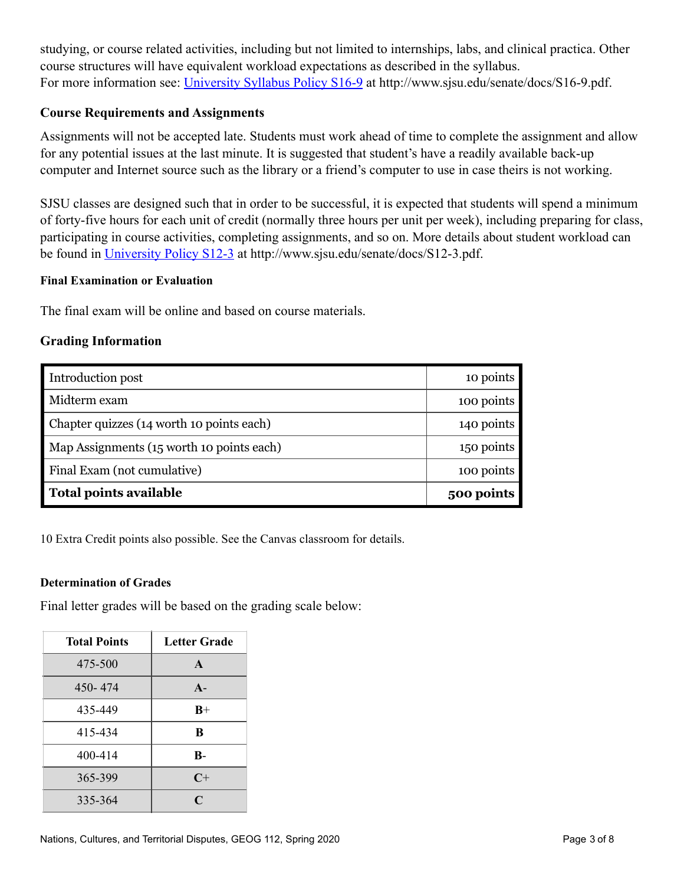studying, or course related activities, including but not limited to internships, labs, and clinical practica. Other course structures will have equivalent workload expectations as described in the syllabus.
For more information see: [University Syllabus Policy S16-9](http://www.sjsu.edu/senate/docs/S16-9.pdf) at http://www.sjsu.edu/senate/docs/S16-9.pdf.

### Course Requirements and Assignments

Assignments will not be accepted late. Students must work ahead of time to complete the assignment and allow for any potential issues at the last minute. It is suggested that student's have a readily available back-up computer and Internet source such as the library or a friend's computer to use in case theirs is not working.

SJSU classes are designed such that in order to be successful, it is expected that students will spend a minimum of forty-five hours for each unit of credit (normally three hours per unit per week), including preparing for class, participating in course activities, completing assignments, and so on. More details about student workload can be found in [University Policy S12-3](http://www.sjsu.edu/senate/docs/S12-3.pdf) at http://www.sjsu.edu/senate/docs/S12-3.pdf.

#### Final Examination or Evaluation

The final exam will be online and based on course materials.

### Grading Information

| Item | Points |
|---|---|
| Introduction post | 10 points |
| Midterm exam | 100 points |
| Chapter quizzes (14 worth 10 points each) | 140 points |
| Map Assignments (15 worth 10 points each) | 150 points |
| Final Exam (not cumulative) | 100 points |
| **Total points available** | **500 points** |

10 Extra Credit points also possible. See the Canvas classroom for details.

#### Determination of Grades

Final letter grades will be based on the grading scale below:

| Total Points | Letter Grade |
|---|---|
| 475-500 | **A** |
| 450- 474 | **A-** |
| 435-449 | **B+** |
| 415-434 | **B** |
| 400-414 | **B-** |
| 365-399 | **C+** |
| 335-364 | **C** |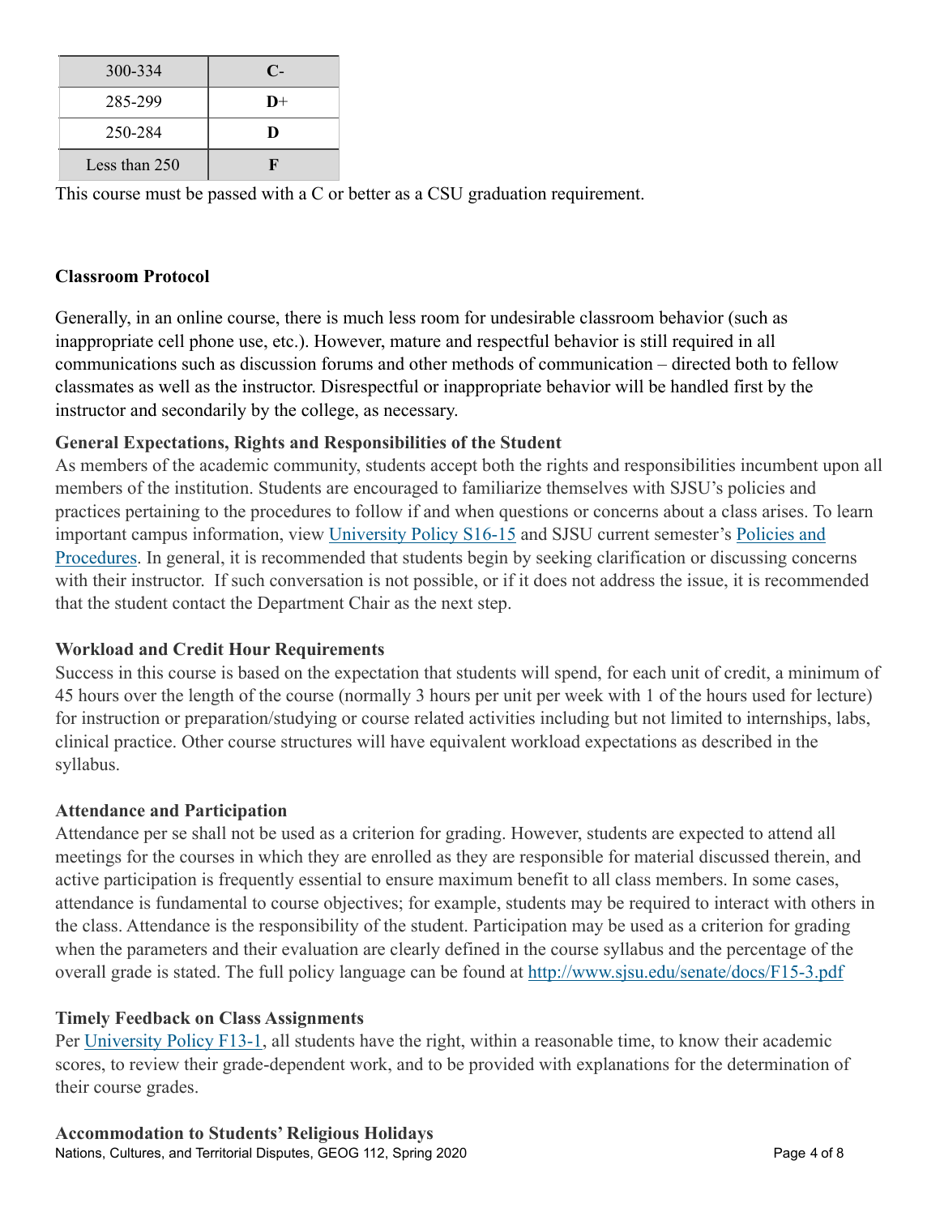| 300-334 | **C-** |
| --- | --- |
| 285-299 | **D+** |
| 250-284 | **D** |
| Less than 250 | **F** |

This course must be passed with a C or better as a CSU graduation requirement.

**Classroom Protocol**

Generally, in an online course, there is much less room for undesirable classroom behavior (such as inappropriate cell phone use, etc.). However, mature and respectful behavior is still required in all communications such as discussion forums and other methods of communication – directed both to fellow classmates as well as the instructor. Disrespectful or inappropriate behavior will be handled first by the instructor and secondarily by the college, as necessary.

**General Expectations, Rights and Responsibilities of the Student**

As members of the academic community, students accept both the rights and responsibilities incumbent upon all members of the institution. Students are encouraged to familiarize themselves with SJSU's policies and practices pertaining to the procedures to follow if and when questions or concerns about a class arises. To learn important campus information, view University Policy S16-15 and SJSU current semester's Policies and Procedures. In general, it is recommended that students begin by seeking clarification or discussing concerns with their instructor. If such conversation is not possible, or if it does not address the issue, it is recommended that the student contact the Department Chair as the next step.

**Workload and Credit Hour Requirements**

Success in this course is based on the expectation that students will spend, for each unit of credit, a minimum of 45 hours over the length of the course (normally 3 hours per unit per week with 1 of the hours used for lecture) for instruction or preparation/studying or course related activities including but not limited to internships, labs, clinical practice. Other course structures will have equivalent workload expectations as described in the syllabus.

**Attendance and Participation**

Attendance per se shall not be used as a criterion for grading. However, students are expected to attend all meetings for the courses in which they are enrolled as they are responsible for material discussed therein, and active participation is frequently essential to ensure maximum benefit to all class members. In some cases, attendance is fundamental to course objectives; for example, students may be required to interact with others in the class. Attendance is the responsibility of the student. Participation may be used as a criterion for grading when the parameters and their evaluation are clearly defined in the course syllabus and the percentage of the overall grade is stated. The full policy language can be found at http://www.sjsu.edu/senate/docs/F15-3.pdf

**Timely Feedback on Class Assignments**

Per University Policy F13-1, all students have the right, within a reasonable time, to know their academic scores, to review their grade-dependent work, and to be provided with explanations for the determination of their course grades.

**Accommodation to Students' Religious Holidays**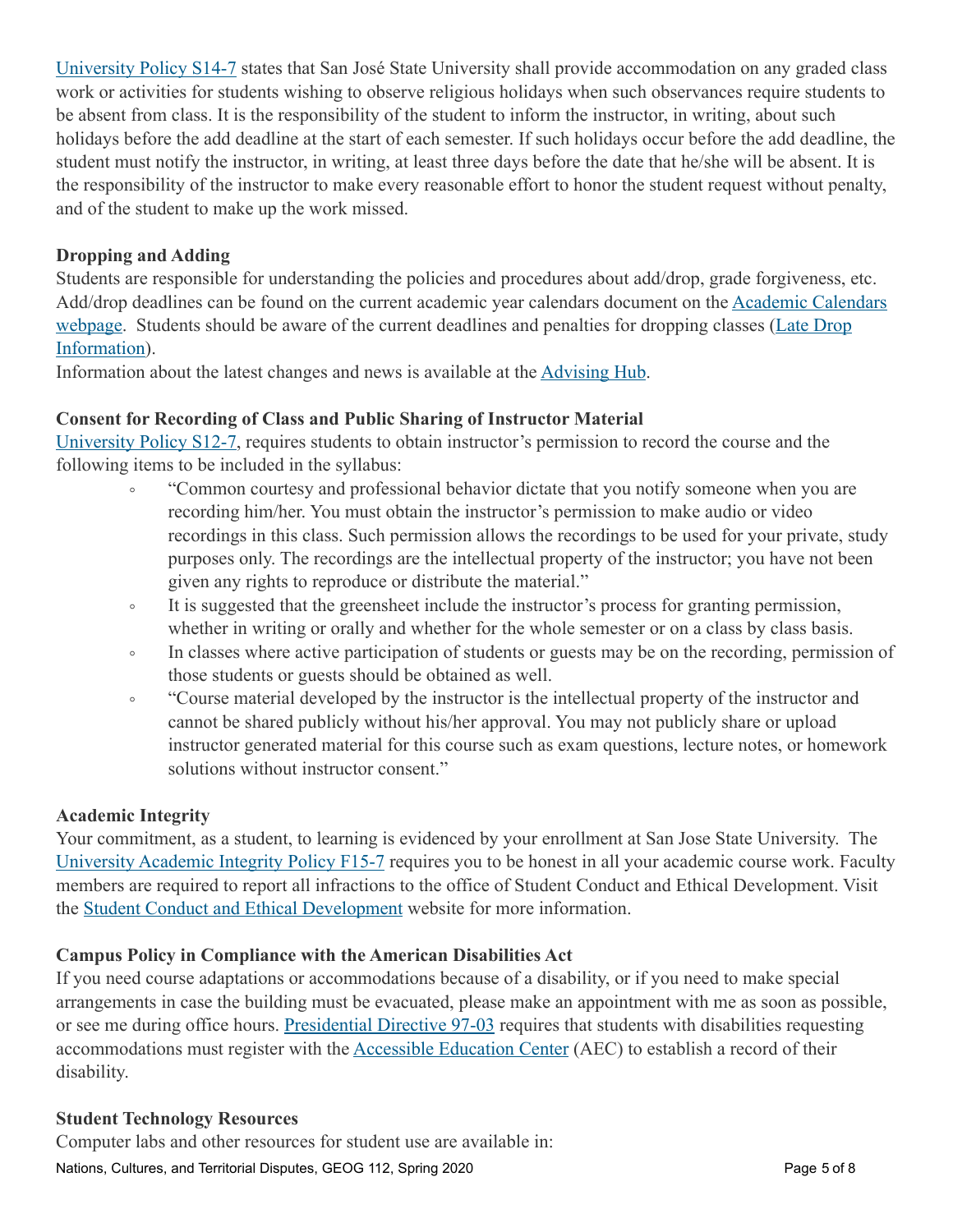University Policy S14-7 states that San José State University shall provide accommodation on any graded class work or activities for students wishing to observe religious holidays when such observances require students to be absent from class. It is the responsibility of the student to inform the instructor, in writing, about such holidays before the add deadline at the start of each semester. If such holidays occur before the add deadline, the student must notify the instructor, in writing, at least three days before the date that he/she will be absent. It is the responsibility of the instructor to make every reasonable effort to honor the student request without penalty, and of the student to make up the work missed.

**Dropping and Adding**

Students are responsible for understanding the policies and procedures about add/drop, grade forgiveness, etc. Add/drop deadlines can be found on the current academic year calendars document on the Academic Calendars webpage. Students should be aware of the current deadlines and penalties for dropping classes (Late Drop Information).

Information about the latest changes and news is available at the Advising Hub.

**Consent for Recording of Class and Public Sharing of Instructor Material**

University Policy S12-7, requires students to obtain instructor's permission to record the course and the following items to be included in the syllabus:

- "Common courtesy and professional behavior dictate that you notify someone when you are recording him/her. You must obtain the instructor's permission to make audio or video recordings in this class. Such permission allows the recordings to be used for your private, study purposes only. The recordings are the intellectual property of the instructor; you have not been given any rights to reproduce or distribute the material."
- It is suggested that the greensheet include the instructor's process for granting permission, whether in writing or orally and whether for the whole semester or on a class by class basis.
- In classes where active participation of students or guests may be on the recording, permission of those students or guests should be obtained as well.
- "Course material developed by the instructor is the intellectual property of the instructor and cannot be shared publicly without his/her approval. You may not publicly share or upload instructor generated material for this course such as exam questions, lecture notes, or homework solutions without instructor consent."

**Academic Integrity**

Your commitment, as a student, to learning is evidenced by your enrollment at San Jose State University. The University Academic Integrity Policy F15-7 requires you to be honest in all your academic course work. Faculty members are required to report all infractions to the office of Student Conduct and Ethical Development. Visit the Student Conduct and Ethical Development website for more information.

**Campus Policy in Compliance with the American Disabilities Act**

If you need course adaptations or accommodations because of a disability, or if you need to make special arrangements in case the building must be evacuated, please make an appointment with me as soon as possible, or see me during office hours. Presidential Directive 97-03 requires that students with disabilities requesting accommodations must register with the Accessible Education Center (AEC) to establish a record of their disability.

**Student Technology Resources**

Computer labs and other resources for student use are available in: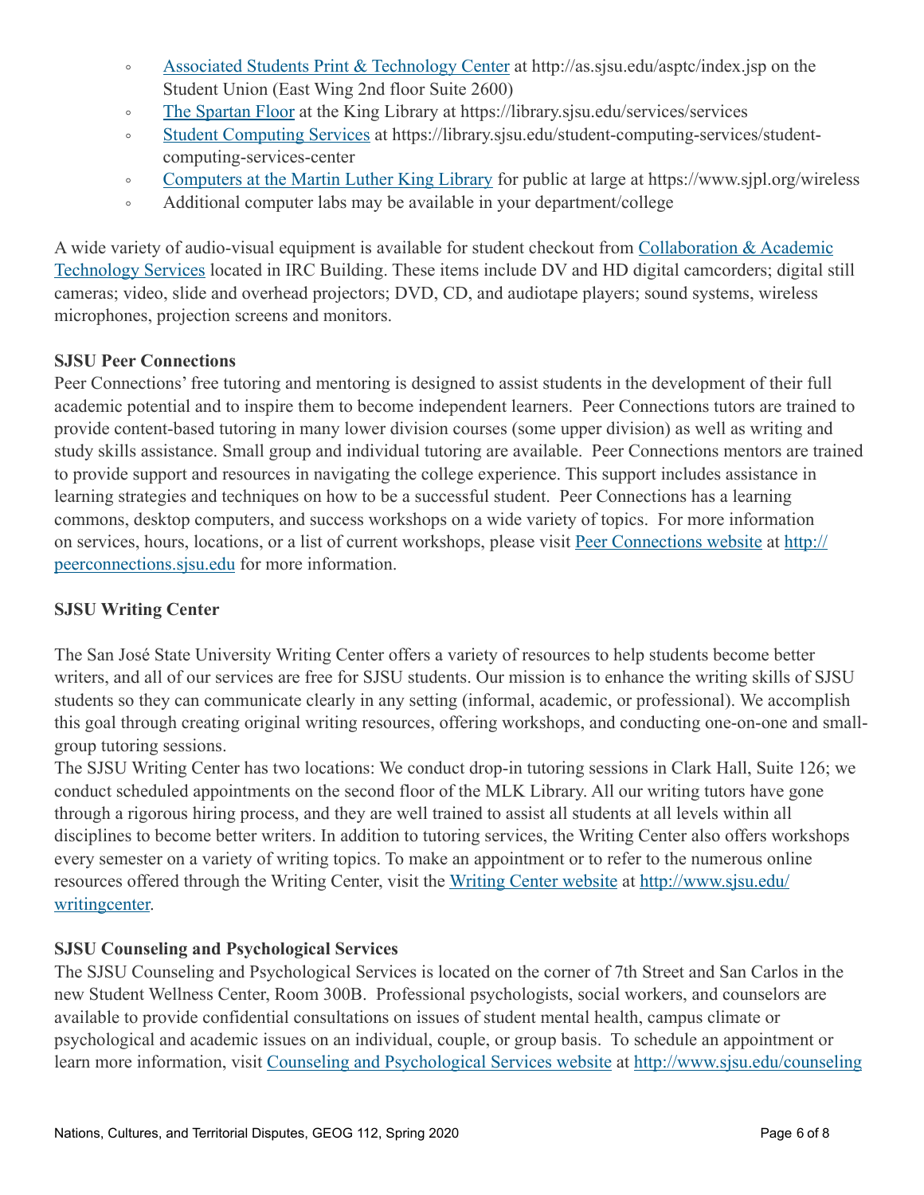- [Associated Students Print & Technology Center](http://as.sjsu.edu/asptc/index.jsp) at http://as.sjsu.edu/asptc/index.jsp on the Student Union (East Wing 2nd floor Suite 2600)
- [The Spartan Floor](https://library.sjsu.edu/services/services) at the King Library at https://library.sjsu.edu/services/services
- [Student Computing Services](https://library.sjsu.edu/student-computing-services/student-computing-services-center) at https://library.sjsu.edu/student-computing-services/student-computing-services-center
- [Computers at the Martin Luther King Library](https://www.sjpl.org/wireless) for public at large at https://www.sjpl.org/wireless
- Additional computer labs may be available in your department/college

A wide variety of audio-visual equipment is available for student checkout from [Collaboration & Academic Technology Services](#) located in IRC Building. These items include DV and HD digital camcorders; digital still cameras; video, slide and overhead projectors; DVD, CD, and audiotape players; sound systems, wireless microphones, projection screens and monitors.

**SJSU Peer Connections**

Peer Connections' free tutoring and mentoring is designed to assist students in the development of their full academic potential and to inspire them to become independent learners. Peer Connections tutors are trained to provide content-based tutoring in many lower division courses (some upper division) as well as writing and study skills assistance. Small group and individual tutoring are available. Peer Connections mentors are trained to provide support and resources in navigating the college experience. This support includes assistance in learning strategies and techniques on how to be a successful student. Peer Connections has a learning commons, desktop computers, and success workshops on a wide variety of topics. For more information on services, hours, locations, or a list of current workshops, please visit [Peer Connections website](http://peerconnections.sjsu.edu) at [http://peerconnections.sjsu.edu](http://peerconnections.sjsu.edu) for more information.

**SJSU Writing Center**

The San José State University Writing Center offers a variety of resources to help students become better writers, and all of our services are free for SJSU students. Our mission is to enhance the writing skills of SJSU students so they can communicate clearly in any setting (informal, academic, or professional). We accomplish this goal through creating original writing resources, offering workshops, and conducting one-on-one and small-group tutoring sessions.

The SJSU Writing Center has two locations: We conduct drop-in tutoring sessions in Clark Hall, Suite 126; we conduct scheduled appointments on the second floor of the MLK Library. All our writing tutors have gone through a rigorous hiring process, and they are well trained to assist all students at all levels within all disciplines to become better writers. In addition to tutoring services, the Writing Center also offers workshops every semester on a variety of writing topics. To make an appointment or to refer to the numerous online resources offered through the Writing Center, visit the [Writing Center website](http://www.sjsu.edu/writingcenter) at [http://www.sjsu.edu/writingcenter](http://www.sjsu.edu/writingcenter).

**SJSU Counseling and Psychological Services**

The SJSU Counseling and Psychological Services is located on the corner of 7th Street and San Carlos in the new Student Wellness Center, Room 300B. Professional psychologists, social workers, and counselors are available to provide confidential consultations on issues of student mental health, campus climate or psychological and academic issues on an individual, couple, or group basis. To schedule an appointment or learn more information, visit [Counseling and Psychological Services website](http://www.sjsu.edu/counseling) at [http://www.sjsu.edu/counseling](http://www.sjsu.edu/counseling)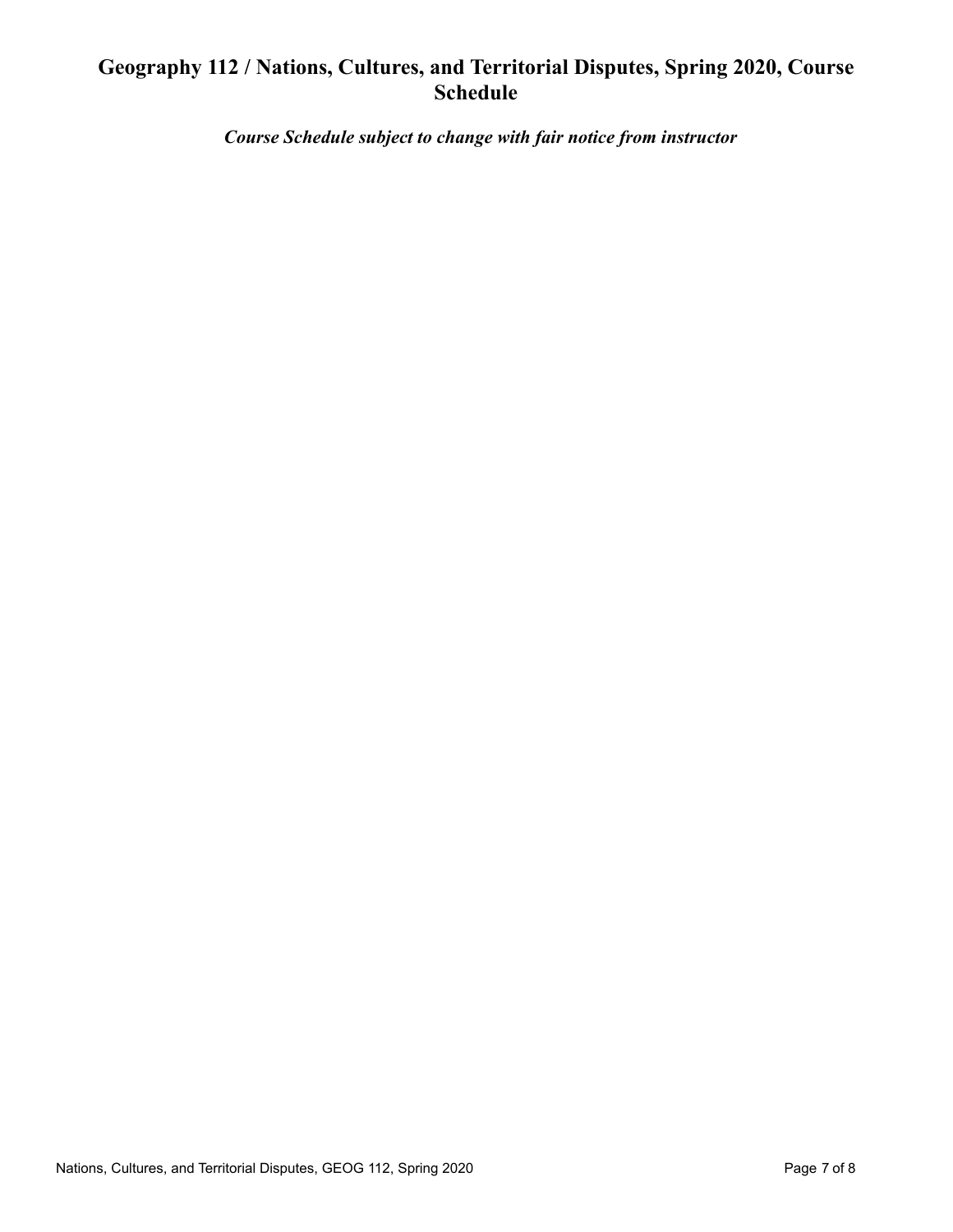# Geography 112 / Nations, Cultures, and Territorial Disputes, Spring 2020, Course Schedule

***Course Schedule subject to change with fair notice from instructor***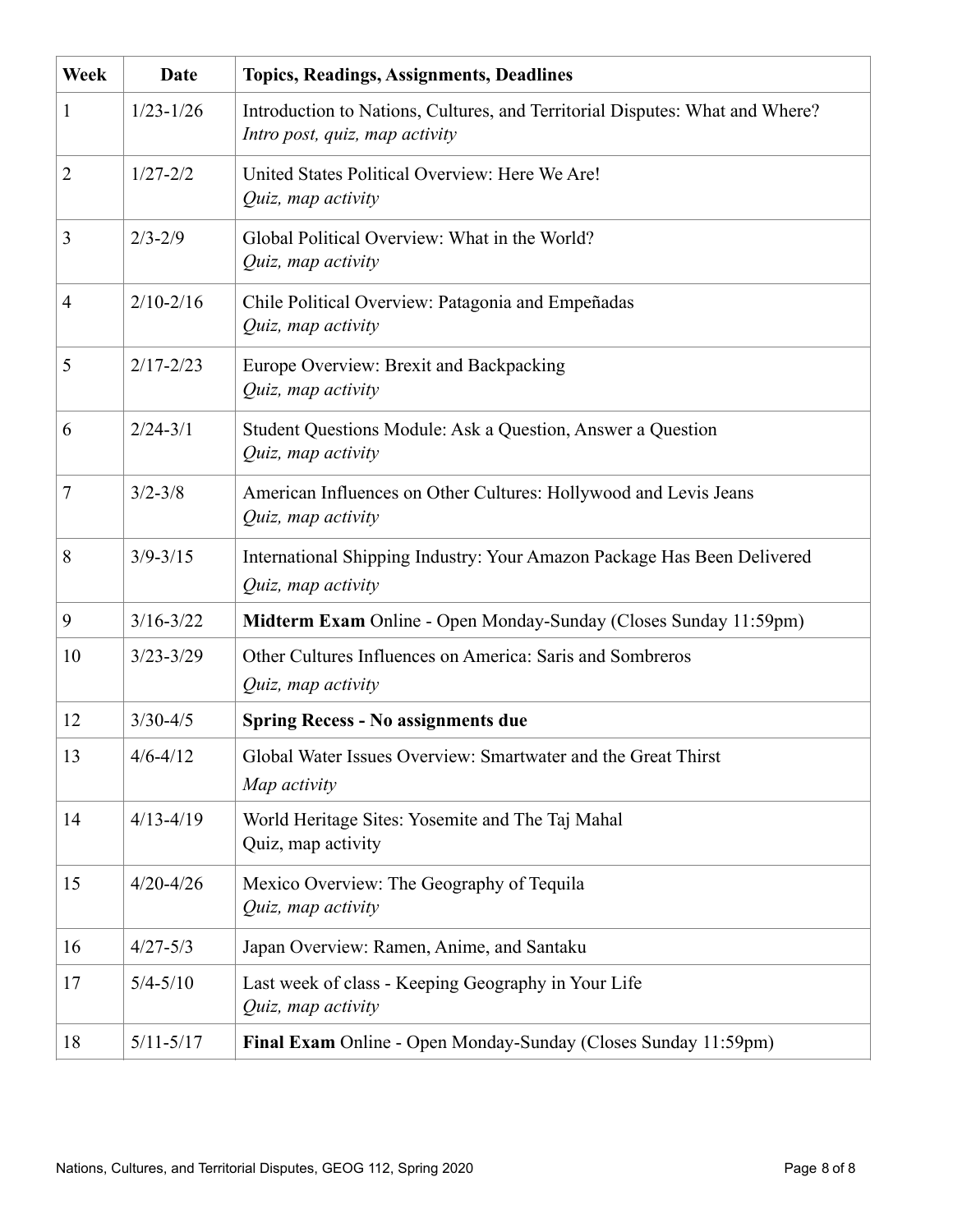| Week | Date | Topics, Readings, Assignments, Deadlines |
|---|---|---|
| 1 | 1/23-1/26 | Introduction to Nations, Cultures, and Territorial Disputes: What and Where?<br>*Intro post, quiz, map activity* |
| 2 | 1/27-2/2 | United States Political Overview: Here We Are!<br>*Quiz, map activity* |
| 3 | 2/3-2/9 | Global Political Overview: What in the World?<br>*Quiz, map activity* |
| 4 | 2/10-2/16 | Chile Political Overview: Patagonia and Empeñadas<br>*Quiz, map activity* |
| 5 | 2/17-2/23 | Europe Overview: Brexit and Backpacking<br>*Quiz, map activity* |
| 6 | 2/24-3/1 | Student Questions Module: Ask a Question, Answer a Question<br>*Quiz, map activity* |
| 7 | 3/2-3/8 | American Influences on Other Cultures: Hollywood and Levis Jeans<br>*Quiz, map activity* |
| 8 | 3/9-3/15 | International Shipping Industry: Your Amazon Package Has Been Delivered<br>*Quiz, map activity* |
| 9 | 3/16-3/22 | **Midterm Exam** Online - Open Monday-Sunday (Closes Sunday 11:59pm) |
| 10 | 3/23-3/29 | Other Cultures Influences on America: Saris and Sombreros<br>*Quiz, map activity* |
| 12 | 3/30-4/5 | **Spring Recess - No assignments due** |
| 13 | 4/6-4/12 | Global Water Issues Overview: Smartwater and the Great Thirst<br>*Map activity* |
| 14 | 4/13-4/19 | World Heritage Sites: Yosemite and The Taj Mahal<br>Quiz, map activity |
| 15 | 4/20-4/26 | Mexico Overview: The Geography of Tequila<br>*Quiz, map activity* |
| 16 | 4/27-5/3 | Japan Overview: Ramen, Anime, and Santaku |
| 17 | 5/4-5/10 | Last week of class - Keeping Geography in Your Life<br>*Quiz, map activity* |
| 18 | 5/11-5/17 | **Final Exam** Online - Open Monday-Sunday (Closes Sunday 11:59pm) |